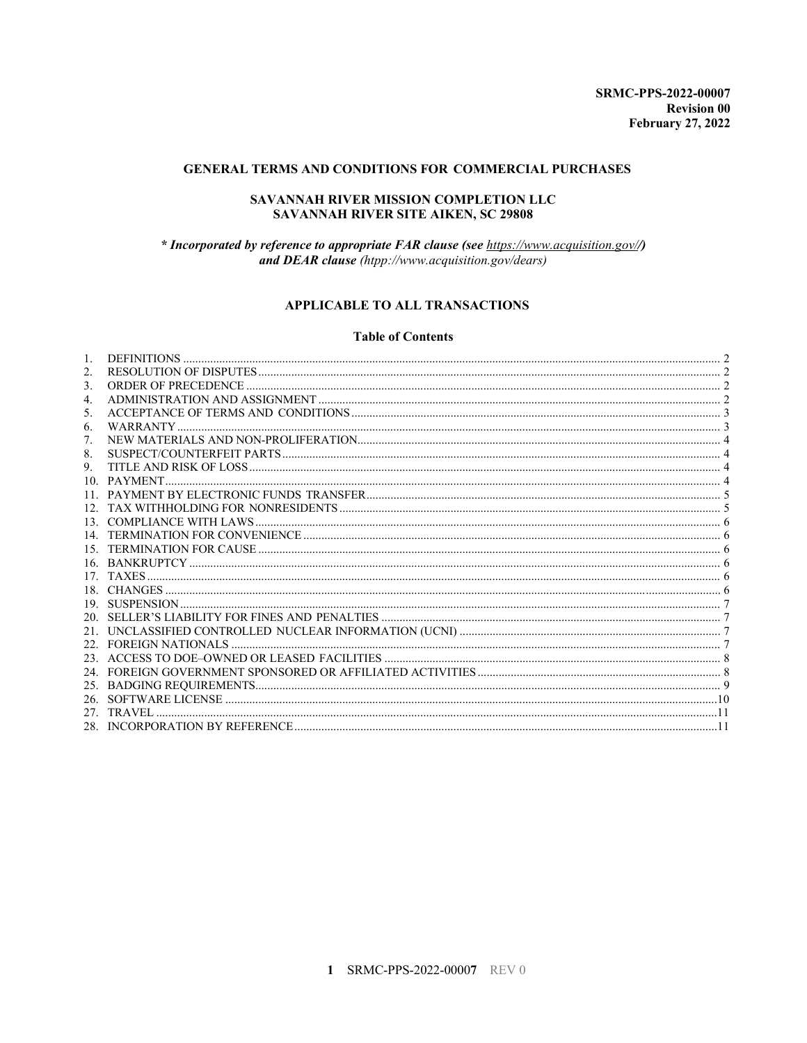**SRMC-PPS-2022-00007**
**Revision 00**
**February 27, 2022**

# GENERAL TERMS AND CONDITIONS FOR COMMERCIAL PURCHASES

## SAVANNAH RIVER MISSION COMPLETION LLC
## SAVANNAH RIVER SITE AIKEN, SC 29808

***\* Incorporated by reference to appropriate FAR clause (see https://www.acquisition.gov//) and DEAR clause** (htpp://www.acquisition.gov/dears)*

## APPLICABLE TO ALL TRANSACTIONS

### Table of Contents

1. DEFINITIONS ..... 2
2. RESOLUTION OF DISPUTES ..... 2
3. ORDER OF PRECEDENCE ..... 2
4. ADMINISTRATION AND ASSIGNMENT ..... 2
5. ACCEPTANCE OF TERMS AND CONDITIONS ..... 3
6. WARRANTY ..... 3
7. NEW MATERIALS AND NON-PROLIFERATION ..... 4
8. SUSPECT/COUNTERFEIT PARTS ..... 4
9. TITLE AND RISK OF LOSS ..... 4
10. PAYMENT ..... 4
11. PAYMENT BY ELECTRONIC FUNDS TRANSFER ..... 5
12. TAX WITHHOLDING FOR NONRESIDENTS ..... 5
13. COMPLIANCE WITH LAWS ..... 6
14. TERMINATION FOR CONVENIENCE ..... 6
15. TERMINATION FOR CAUSE ..... 6
16. BANKRUPTCY ..... 6
17. TAXES ..... 6
18. CHANGES ..... 6
19. SUSPENSION ..... 7
20. SELLER'S LIABILITY FOR FINES AND PENALTIES ..... 7
21. UNCLASSIFIED CONTROLLED NUCLEAR INFORMATION (UCNI) ..... 7
22. FOREIGN NATIONALS ..... 7
23. ACCESS TO DOE–OWNED OR LEASED FACILITIES ..... 8
24. FOREIGN GOVERNMENT SPONSORED OR AFFILIATED ACTIVITIES ..... 8
25. BADGING REQUIREMENTS ..... 9
26. SOFTWARE LICENSE ..... 10
27. TRAVEL ..... 11
28. INCORPORATION BY REFERENCE ..... 11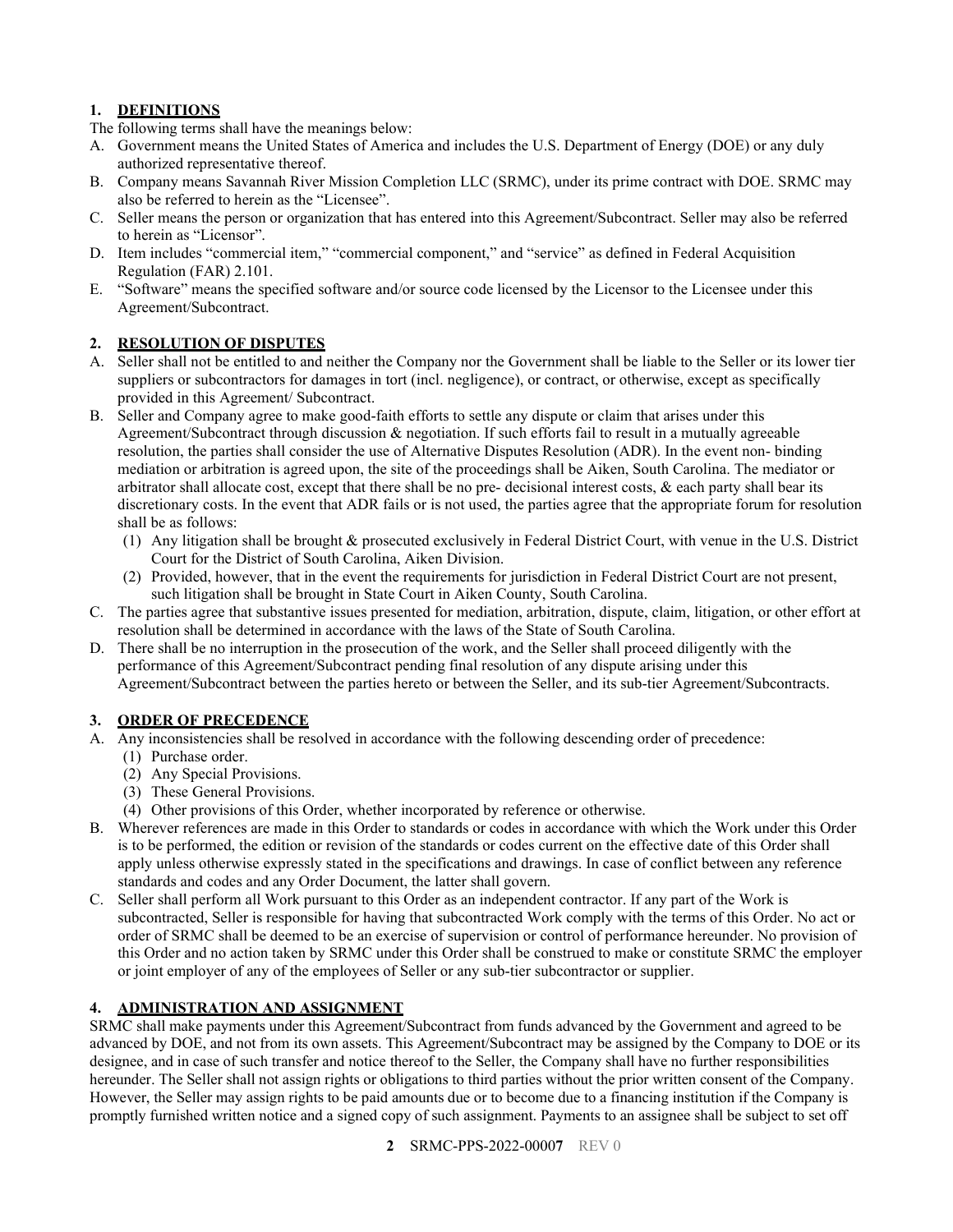## 1. DEFINITIONS

The following terms shall have the meanings below:

A. Government means the United States of America and includes the U.S. Department of Energy (DOE) or any duly authorized representative thereof.

B. Company means Savannah River Mission Completion LLC (SRMC), under its prime contract with DOE. SRMC may also be referred to herein as the "Licensee".

C. Seller means the person or organization that has entered into this Agreement/Subcontract. Seller may also be referred to herein as "Licensor".

D. Item includes "commercial item," "commercial component," and "service" as defined in Federal Acquisition Regulation (FAR) 2.101.

E. "Software" means the specified software and/or source code licensed by the Licensor to the Licensee under this Agreement/Subcontract.

## 2. RESOLUTION OF DISPUTES

A. Seller shall not be entitled to and neither the Company nor the Government shall be liable to the Seller or its lower tier suppliers or subcontractors for damages in tort (incl. negligence), or contract, or otherwise, except as specifically provided in this Agreement/ Subcontract.

B. Seller and Company agree to make good-faith efforts to settle any dispute or claim that arises under this Agreement/Subcontract through discussion & negotiation. If such efforts fail to result in a mutually agreeable resolution, the parties shall consider the use of Alternative Disputes Resolution (ADR). In the event non- binding mediation or arbitration is agreed upon, the site of the proceedings shall be Aiken, South Carolina. The mediator or arbitrator shall allocate cost, except that there shall be no pre- decisional interest costs, & each party shall bear its discretionary costs. In the event that ADR fails or is not used, the parties agree that the appropriate forum for resolution shall be as follows:

   (1) Any litigation shall be brought & prosecuted exclusively in Federal District Court, with venue in the U.S. District Court for the District of South Carolina, Aiken Division.

   (2) Provided, however, that in the event the requirements for jurisdiction in Federal District Court are not present, such litigation shall be brought in State Court in Aiken County, South Carolina.

C. The parties agree that substantive issues presented for mediation, arbitration, dispute, claim, litigation, or other effort at resolution shall be determined in accordance with the laws of the State of South Carolina.

D. There shall be no interruption in the prosecution of the work, and the Seller shall proceed diligently with the performance of this Agreement/Subcontract pending final resolution of any dispute arising under this Agreement/Subcontract between the parties hereto or between the Seller, and its sub-tier Agreement/Subcontracts.

## 3. ORDER OF PRECEDENCE

A. Any inconsistencies shall be resolved in accordance with the following descending order of precedence:

   (1) Purchase order.

   (2) Any Special Provisions.

   (3) These General Provisions.

   (4) Other provisions of this Order, whether incorporated by reference or otherwise.

B. Wherever references are made in this Order to standards or codes in accordance with which the Work under this Order is to be performed, the edition or revision of the standards or codes current on the effective date of this Order shall apply unless otherwise expressly stated in the specifications and drawings. In case of conflict between any reference standards and codes and any Order Document, the latter shall govern.

C. Seller shall perform all Work pursuant to this Order as an independent contractor. If any part of the Work is subcontracted, Seller is responsible for having that subcontracted Work comply with the terms of this Order. No act or order of SRMC shall be deemed to be an exercise of supervision or control of performance hereunder. No provision of this Order and no action taken by SRMC under this Order shall be construed to make or constitute SRMC the employer or joint employer of any of the employees of Seller or any sub-tier subcontractor or supplier.

## 4. ADMINISTRATION AND ASSIGNMENT

SRMC shall make payments under this Agreement/Subcontract from funds advanced by the Government and agreed to be advanced by DOE, and not from its own assets. This Agreement/Subcontract may be assigned by the Company to DOE or its designee, and in case of such transfer and notice thereof to the Seller, the Company shall have no further responsibilities hereunder. The Seller shall not assign rights or obligations to third parties without the prior written consent of the Company. However, the Seller may assign rights to be paid amounts due or to become due to a financing institution if the Company is promptly furnished written notice and a signed copy of such assignment. Payments to an assignee shall be subject to set off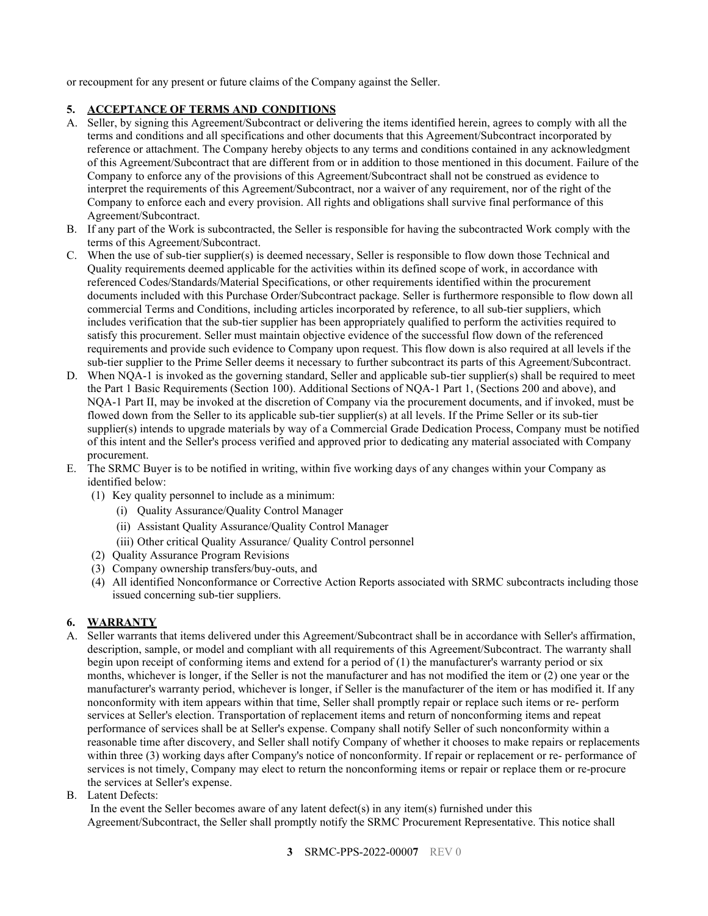or recoupment for any present or future claims of the Company against the Seller.

**5. ACCEPTANCE OF TERMS AND CONDITIONS**

A. Seller, by signing this Agreement/Subcontract or delivering the items identified herein, agrees to comply with all the terms and conditions and all specifications and other documents that this Agreement/Subcontract incorporated by reference or attachment. The Company hereby objects to any terms and conditions contained in any acknowledgment of this Agreement/Subcontract that are different from or in addition to those mentioned in this document. Failure of the Company to enforce any of the provisions of this Agreement/Subcontract shall not be construed as evidence to interpret the requirements of this Agreement/Subcontract, nor a waiver of any requirement, nor of the right of the Company to enforce each and every provision. All rights and obligations shall survive final performance of this Agreement/Subcontract.

B. If any part of the Work is subcontracted, the Seller is responsible for having the subcontracted Work comply with the terms of this Agreement/Subcontract.

C. When the use of sub-tier supplier(s) is deemed necessary, Seller is responsible to flow down those Technical and Quality requirements deemed applicable for the activities within its defined scope of work, in accordance with referenced Codes/Standards/Material Specifications, or other requirements identified within the procurement documents included with this Purchase Order/Subcontract package. Seller is furthermore responsible to flow down all commercial Terms and Conditions, including articles incorporated by reference, to all sub-tier suppliers, which includes verification that the sub-tier supplier has been appropriately qualified to perform the activities required to satisfy this procurement. Seller must maintain objective evidence of the successful flow down of the referenced requirements and provide such evidence to Company upon request. This flow down is also required at all levels if the sub-tier supplier to the Prime Seller deems it necessary to further subcontract its parts of this Agreement/Subcontract.

D. When NQA-1 is invoked as the governing standard, Seller and applicable sub-tier supplier(s) shall be required to meet the Part 1 Basic Requirements (Section 100). Additional Sections of NQA-1 Part 1, (Sections 200 and above), and NQA-1 Part II, may be invoked at the discretion of Company via the procurement documents, and if invoked, must be flowed down from the Seller to its applicable sub-tier supplier(s) at all levels. If the Prime Seller or its sub-tier supplier(s) intends to upgrade materials by way of a Commercial Grade Dedication Process, Company must be notified of this intent and the Seller's process verified and approved prior to dedicating any material associated with Company procurement.

E. The SRMC Buyer is to be notified in writing, within five working days of any changes within your Company as identified below:
   - (1) Key quality personnel to include as a minimum:
     - (i) Quality Assurance/Quality Control Manager
     - (ii) Assistant Quality Assurance/Quality Control Manager
     - (iii) Other critical Quality Assurance/ Quality Control personnel
   - (2) Quality Assurance Program Revisions
   - (3) Company ownership transfers/buy-outs, and
   - (4) All identified Nonconformance or Corrective Action Reports associated with SRMC subcontracts including those issued concerning sub-tier suppliers.

**6. WARRANTY**

A. Seller warrants that items delivered under this Agreement/Subcontract shall be in accordance with Seller's affirmation, description, sample, or model and compliant with all requirements of this Agreement/Subcontract. The warranty shall begin upon receipt of conforming items and extend for a period of (1) the manufacturer's warranty period or six months, whichever is longer, if the Seller is not the manufacturer and has not modified the item or (2) one year or the manufacturer's warranty period, whichever is longer, if Seller is the manufacturer of the item or has modified it. If any nonconformity with item appears within that time, Seller shall promptly repair or replace such items or re- perform services at Seller's election. Transportation of replacement items and return of nonconforming items and repeat performance of services shall be at Seller's expense. Company shall notify Seller of such nonconformity within a reasonable time after discovery, and Seller shall notify Company of whether it chooses to make repairs or replacements within three (3) working days after Company's notice of nonconformity. If repair or replacement or re- performance of services is not timely, Company may elect to return the nonconforming items or repair or replace them or re-procure the services at Seller's expense.

B. Latent Defects:
   In the event the Seller becomes aware of any latent defect(s) in any item(s) furnished under this Agreement/Subcontract, the Seller shall promptly notify the SRMC Procurement Representative. This notice shall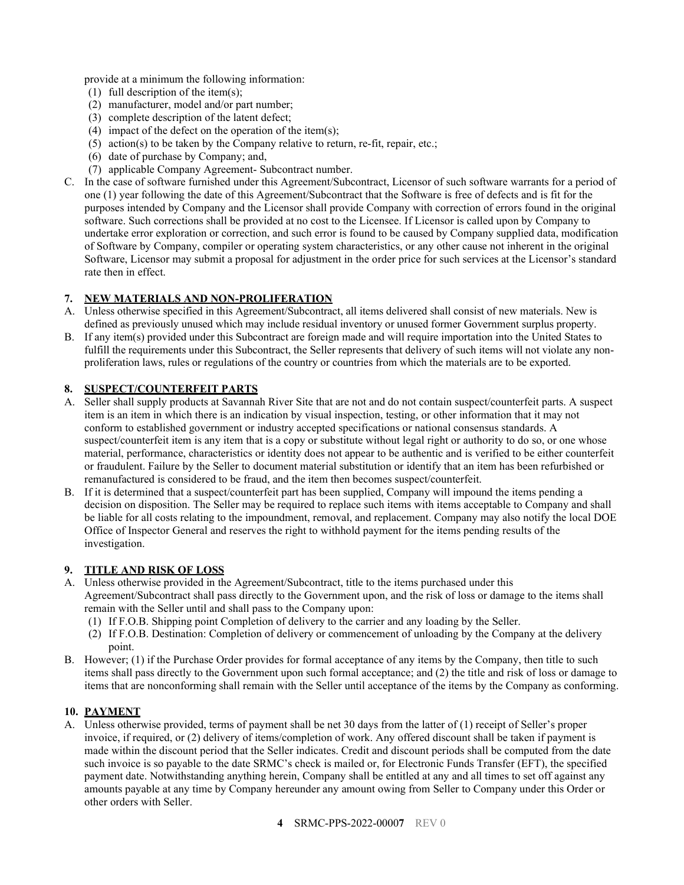provide at a minimum the following information:

(1) full description of the item(s);
(2) manufacturer, model and/or part number;
(3) complete description of the latent defect;
(4) impact of the defect on the operation of the item(s);
(5) action(s) to be taken by the Company relative to return, re-fit, repair, etc.;
(6) date of purchase by Company; and,
(7) applicable Company Agreement- Subcontract number.

C. In the case of software furnished under this Agreement/Subcontract, Licensor of such software warrants for a period of one (1) year following the date of this Agreement/Subcontract that the Software is free of defects and is fit for the purposes intended by Company and the Licensor shall provide Company with correction of errors found in the original software. Such corrections shall be provided at no cost to the Licensee. If Licensor is called upon by Company to undertake error exploration or correction, and such error is found to be caused by Company supplied data, modification of Software by Company, compiler or operating system characteristics, or any other cause not inherent in the original Software, Licensor may submit a proposal for adjustment in the order price for such services at the Licensor's standard rate then in effect.

## 7. NEW MATERIALS AND NON-PROLIFERATION

A. Unless otherwise specified in this Agreement/Subcontract, all items delivered shall consist of new materials. New is defined as previously unused which may include residual inventory or unused former Government surplus property.

B. If any item(s) provided under this Subcontract are foreign made and will require importation into the United States to fulfill the requirements under this Subcontract, the Seller represents that delivery of such items will not violate any non-proliferation laws, rules or regulations of the country or countries from which the materials are to be exported.

## 8. SUSPECT/COUNTERFEIT PARTS

A. Seller shall supply products at Savannah River Site that are not and do not contain suspect/counterfeit parts. A suspect item is an item in which there is an indication by visual inspection, testing, or other information that it may not conform to established government or industry accepted specifications or national consensus standards. A suspect/counterfeit item is any item that is a copy or substitute without legal right or authority to do so, or one whose material, performance, characteristics or identity does not appear to be authentic and is verified to be either counterfeit or fraudulent. Failure by the Seller to document material substitution or identify that an item has been refurbished or remanufactured is considered to be fraud, and the item then becomes suspect/counterfeit.

B. If it is determined that a suspect/counterfeit part has been supplied, Company will impound the items pending a decision on disposition. The Seller may be required to replace such items with items acceptable to Company and shall be liable for all costs relating to the impoundment, removal, and replacement. Company may also notify the local DOE Office of Inspector General and reserves the right to withhold payment for the items pending results of the investigation.

## 9. TITLE AND RISK OF LOSS

A. Unless otherwise provided in the Agreement/Subcontract, title to the items purchased under this Agreement/Subcontract shall pass directly to the Government upon, and the risk of loss or damage to the items shall remain with the Seller until and shall pass to the Company upon:

(1) If F.O.B. Shipping point Completion of delivery to the carrier and any loading by the Seller.
(2) If F.O.B. Destination: Completion of delivery or commencement of unloading by the Company at the delivery point.

B. However; (1) if the Purchase Order provides for formal acceptance of any items by the Company, then title to such items shall pass directly to the Government upon such formal acceptance; and (2) the title and risk of loss or damage to items that are nonconforming shall remain with the Seller until acceptance of the items by the Company as conforming.

## 10. PAYMENT

A. Unless otherwise provided, terms of payment shall be net 30 days from the latter of (1) receipt of Seller's proper invoice, if required, or (2) delivery of items/completion of work. Any offered discount shall be taken if payment is made within the discount period that the Seller indicates. Credit and discount periods shall be computed from the date such invoice is so payable to the date SRMC's check is mailed or, for Electronic Funds Transfer (EFT), the specified payment date. Notwithstanding anything herein, Company shall be entitled at any and all times to set off against any amounts payable at any time by Company hereunder any amount owing from Seller to Company under this Order or other orders with Seller.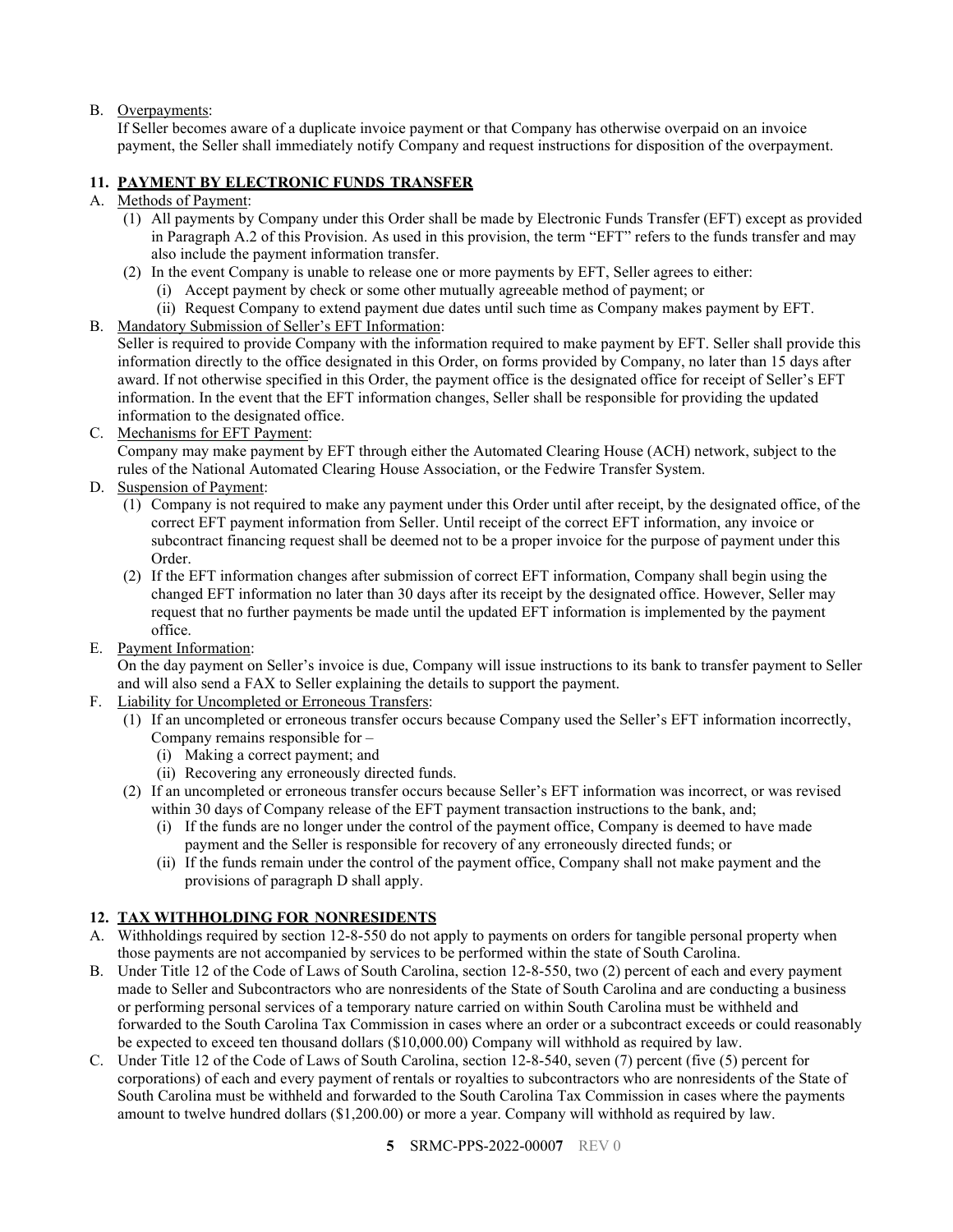B. Overpayments:
   If Seller becomes aware of a duplicate invoice payment or that Company has otherwise overpaid on an invoice payment, the Seller shall immediately notify Company and request instructions for disposition of the overpayment.

## 11. PAYMENT BY ELECTRONIC FUNDS TRANSFER

A. Methods of Payment:
   (1) All payments by Company under this Order shall be made by Electronic Funds Transfer (EFT) except as provided in Paragraph A.2 of this Provision. As used in this provision, the term "EFT" refers to the funds transfer and may also include the payment information transfer.
   (2) In the event Company is unable to release one or more payments by EFT, Seller agrees to either:
      (i) Accept payment by check or some other mutually agreeable method of payment; or
      (ii) Request Company to extend payment due dates until such time as Company makes payment by EFT.

B. Mandatory Submission of Seller's EFT Information:
   Seller is required to provide Company with the information required to make payment by EFT. Seller shall provide this information directly to the office designated in this Order, on forms provided by Company, no later than 15 days after award. If not otherwise specified in this Order, the payment office is the designated office for receipt of Seller's EFT information. In the event that the EFT information changes, Seller shall be responsible for providing the updated information to the designated office.

C. Mechanisms for EFT Payment:
   Company may make payment by EFT through either the Automated Clearing House (ACH) network, subject to the rules of the National Automated Clearing House Association, or the Fedwire Transfer System.

D. Suspension of Payment:
   (1) Company is not required to make any payment under this Order until after receipt, by the designated office, of the correct EFT payment information from Seller. Until receipt of the correct EFT information, any invoice or subcontract financing request shall be deemed not to be a proper invoice for the purpose of payment under this Order.
   (2) If the EFT information changes after submission of correct EFT information, Company shall begin using the changed EFT information no later than 30 days after its receipt by the designated office. However, Seller may request that no further payments be made until the updated EFT information is implemented by the payment office.

E. Payment Information:
   On the day payment on Seller's invoice is due, Company will issue instructions to its bank to transfer payment to Seller and will also send a FAX to Seller explaining the details to support the payment.

F. Liability for Uncompleted or Erroneous Transfers:
   (1) If an uncompleted or erroneous transfer occurs because Company used the Seller's EFT information incorrectly, Company remains responsible for –
      (i) Making a correct payment; and
      (ii) Recovering any erroneously directed funds.
   (2) If an uncompleted or erroneous transfer occurs because Seller's EFT information was incorrect, or was revised within 30 days of Company release of the EFT payment transaction instructions to the bank, and;
      (i) If the funds are no longer under the control of the payment office, Company is deemed to have made payment and the Seller is responsible for recovery of any erroneously directed funds; or
      (ii) If the funds remain under the control of the payment office, Company shall not make payment and the provisions of paragraph D shall apply.

## 12. TAX WITHHOLDING FOR NONRESIDENTS

A. Withholdings required by section 12-8-550 do not apply to payments on orders for tangible personal property when those payments are not accompanied by services to be performed within the state of South Carolina.

B. Under Title 12 of the Code of Laws of South Carolina, section 12-8-550, two (2) percent of each and every payment made to Seller and Subcontractors who are nonresidents of the State of South Carolina and are conducting a business or performing personal services of a temporary nature carried on within South Carolina must be withheld and forwarded to the South Carolina Tax Commission in cases where an order or a subcontract exceeds or could reasonably be expected to exceed ten thousand dollars ($10,000.00) Company will withhold as required by law.

C. Under Title 12 of the Code of Laws of South Carolina, section 12-8-540, seven (7) percent (five (5) percent for corporations) of each and every payment of rentals or royalties to subcontractors who are nonresidents of the State of South Carolina must be withheld and forwarded to the South Carolina Tax Commission in cases where the payments amount to twelve hundred dollars ($1,200.00) or more a year. Company will withhold as required by law.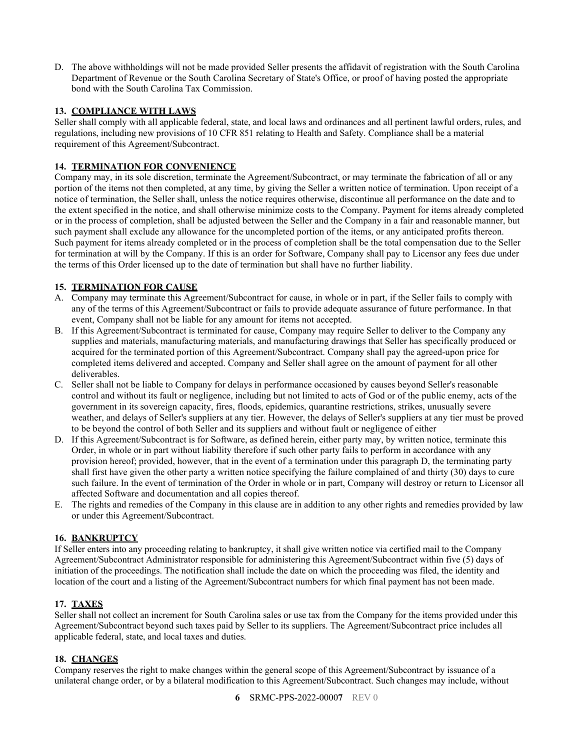D. The above withholdings will not be made provided Seller presents the affidavit of registration with the South Carolina Department of Revenue or the South Carolina Secretary of State's Office, or proof of having posted the appropriate bond with the South Carolina Tax Commission.

### 13. COMPLIANCE WITH LAWS

Seller shall comply with all applicable federal, state, and local laws and ordinances and all pertinent lawful orders, rules, and regulations, including new provisions of 10 CFR 851 relating to Health and Safety. Compliance shall be a material requirement of this Agreement/Subcontract.

### 14. TERMINATION FOR CONVENIENCE

Company may, in its sole discretion, terminate the Agreement/Subcontract, or may terminate the fabrication of all or any portion of the items not then completed, at any time, by giving the Seller a written notice of termination. Upon receipt of a notice of termination, the Seller shall, unless the notice requires otherwise, discontinue all performance on the date and to the extent specified in the notice, and shall otherwise minimize costs to the Company. Payment for items already completed or in the process of completion, shall be adjusted between the Seller and the Company in a fair and reasonable manner, but such payment shall exclude any allowance for the uncompleted portion of the items, or any anticipated profits thereon. Such payment for items already completed or in the process of completion shall be the total compensation due to the Seller for termination at will by the Company. If this is an order for Software, Company shall pay to Licensor any fees due under the terms of this Order licensed up to the date of termination but shall have no further liability.

### 15. TERMINATION FOR CAUSE

A. Company may terminate this Agreement/Subcontract for cause, in whole or in part, if the Seller fails to comply with any of the terms of this Agreement/Subcontract or fails to provide adequate assurance of future performance. In that event, Company shall not be liable for any amount for items not accepted.

B. If this Agreement/Subcontract is terminated for cause, Company may require Seller to deliver to the Company any supplies and materials, manufacturing materials, and manufacturing drawings that Seller has specifically produced or acquired for the terminated portion of this Agreement/Subcontract. Company shall pay the agreed-upon price for completed items delivered and accepted. Company and Seller shall agree on the amount of payment for all other deliverables.

C. Seller shall not be liable to Company for delays in performance occasioned by causes beyond Seller's reasonable control and without its fault or negligence, including but not limited to acts of God or of the public enemy, acts of the government in its sovereign capacity, fires, floods, epidemics, quarantine restrictions, strikes, unusually severe weather, and delays of Seller's suppliers at any tier. However, the delays of Seller's suppliers at any tier must be proved to be beyond the control of both Seller and its suppliers and without fault or negligence of either

D. If this Agreement/Subcontract is for Software, as defined herein, either party may, by written notice, terminate this Order, in whole or in part without liability therefore if such other party fails to perform in accordance with any provision hereof; provided, however, that in the event of a termination under this paragraph D, the terminating party shall first have given the other party a written notice specifying the failure complained of and thirty (30) days to cure such failure. In the event of termination of the Order in whole or in part, Company will destroy or return to Licensor all affected Software and documentation and all copies thereof.

E. The rights and remedies of the Company in this clause are in addition to any other rights and remedies provided by law or under this Agreement/Subcontract.

### 16. BANKRUPTCY

If Seller enters into any proceeding relating to bankruptcy, it shall give written notice via certified mail to the Company Agreement/Subcontract Administrator responsible for administering this Agreement/Subcontract within five (5) days of initiation of the proceedings. The notification shall include the date on which the proceeding was filed, the identity and location of the court and a listing of the Agreement/Subcontract numbers for which final payment has not been made.

### 17. TAXES

Seller shall not collect an increment for South Carolina sales or use tax from the Company for the items provided under this Agreement/Subcontract beyond such taxes paid by Seller to its suppliers. The Agreement/Subcontract price includes all applicable federal, state, and local taxes and duties.

### 18. CHANGES

Company reserves the right to make changes within the general scope of this Agreement/Subcontract by issuance of a unilateral change order, or by a bilateral modification to this Agreement/Subcontract. Such changes may include, without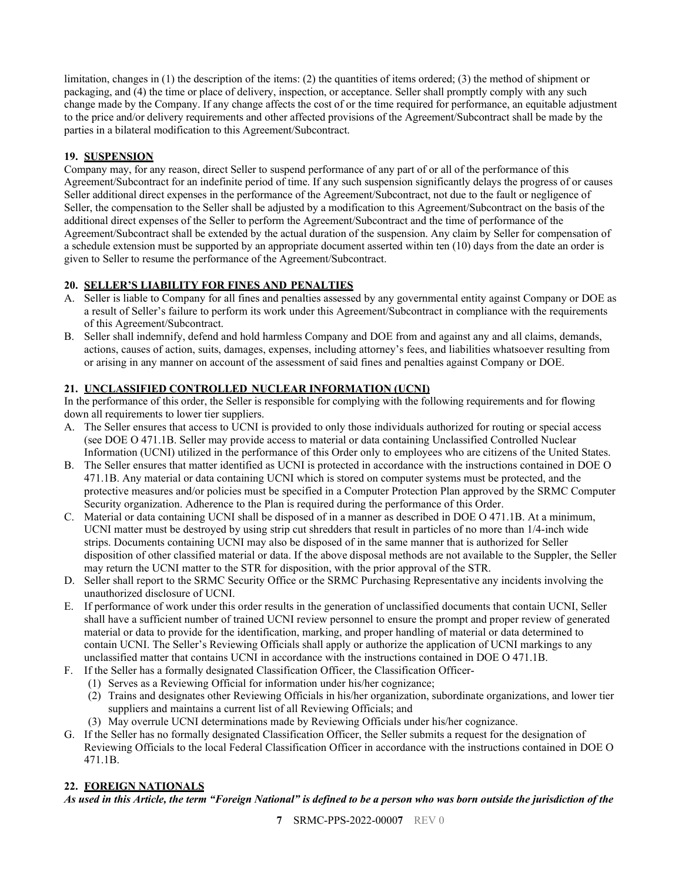limitation, changes in (1) the description of the items: (2) the quantities of items ordered; (3) the method of shipment or packaging, and (4) the time or place of delivery, inspection, or acceptance. Seller shall promptly comply with any such change made by the Company. If any change affects the cost of or the time required for performance, an equitable adjustment to the price and/or delivery requirements and other affected provisions of the Agreement/Subcontract shall be made by the parties in a bilateral modification to this Agreement/Subcontract.

**19. SUSPENSION**

Company may, for any reason, direct Seller to suspend performance of any part of or all of the performance of this Agreement/Subcontract for an indefinite period of time. If any such suspension significantly delays the progress of or causes Seller additional direct expenses in the performance of the Agreement/Subcontract, not due to the fault or negligence of Seller, the compensation to the Seller shall be adjusted by a modification to this Agreement/Subcontract on the basis of the additional direct expenses of the Seller to perform the Agreement/Subcontract and the time of performance of the Agreement/Subcontract shall be extended by the actual duration of the suspension. Any claim by Seller for compensation of a schedule extension must be supported by an appropriate document asserted within ten (10) days from the date an order is given to Seller to resume the performance of the Agreement/Subcontract.

**20. SELLER'S LIABILITY FOR FINES AND PENALTIES**

A. Seller is liable to Company for all fines and penalties assessed by any governmental entity against Company or DOE as a result of Seller's failure to perform its work under this Agreement/Subcontract in compliance with the requirements of this Agreement/Subcontract.
B. Seller shall indemnify, defend and hold harmless Company and DOE from and against any and all claims, demands, actions, causes of action, suits, damages, expenses, including attorney's fees, and liabilities whatsoever resulting from or arising in any manner on account of the assessment of said fines and penalties against Company or DOE.

**21. UNCLASSIFIED CONTROLLED NUCLEAR INFORMATION (UCNI)**

In the performance of this order, the Seller is responsible for complying with the following requirements and for flowing down all requirements to lower tier suppliers.

A. The Seller ensures that access to UCNI is provided to only those individuals authorized for routing or special access (see DOE O 471.1B. Seller may provide access to material or data containing Unclassified Controlled Nuclear Information (UCNI) utilized in the performance of this Order only to employees who are citizens of the United States.
B. The Seller ensures that matter identified as UCNI is protected in accordance with the instructions contained in DOE O 471.1B. Any material or data containing UCNI which is stored on computer systems must be protected, and the protective measures and/or policies must be specified in a Computer Protection Plan approved by the SRMC Computer Security organization. Adherence to the Plan is required during the performance of this Order.
C. Material or data containing UCNI shall be disposed of in a manner as described in DOE O 471.1B. At a minimum, UCNI matter must be destroyed by using strip cut shredders that result in particles of no more than 1/4-inch wide strips. Documents containing UCNI may also be disposed of in the same manner that is authorized for Seller disposition of other classified material or data. If the above disposal methods are not available to the Suppler, the Seller may return the UCNI matter to the STR for disposition, with the prior approval of the STR.
D. Seller shall report to the SRMC Security Office or the SRMC Purchasing Representative any incidents involving the unauthorized disclosure of UCNI.
E. If performance of work under this order results in the generation of unclassified documents that contain UCNI, Seller shall have a sufficient number of trained UCNI review personnel to ensure the prompt and proper review of generated material or data to provide for the identification, marking, and proper handling of material or data determined to contain UCNI. The Seller's Reviewing Officials shall apply or authorize the application of UCNI markings to any unclassified matter that contains UCNI in accordance with the instructions contained in DOE O 471.1B.
F. If the Seller has a formally designated Classification Officer, the Classification Officer-
   (1) Serves as a Reviewing Official for information under his/her cognizance;
   (2) Trains and designates other Reviewing Officials in his/her organization, subordinate organizations, and lower tier suppliers and maintains a current list of all Reviewing Officials; and
   (3) May overrule UCNI determinations made by Reviewing Officials under his/her cognizance.
G. If the Seller has no formally designated Classification Officer, the Seller submits a request for the designation of Reviewing Officials to the local Federal Classification Officer in accordance with the instructions contained in DOE O 471.1B.

**22. FOREIGN NATIONALS**

***As used in this Article, the term "Foreign National" is defined to be a person who was born outside the jurisdiction of the***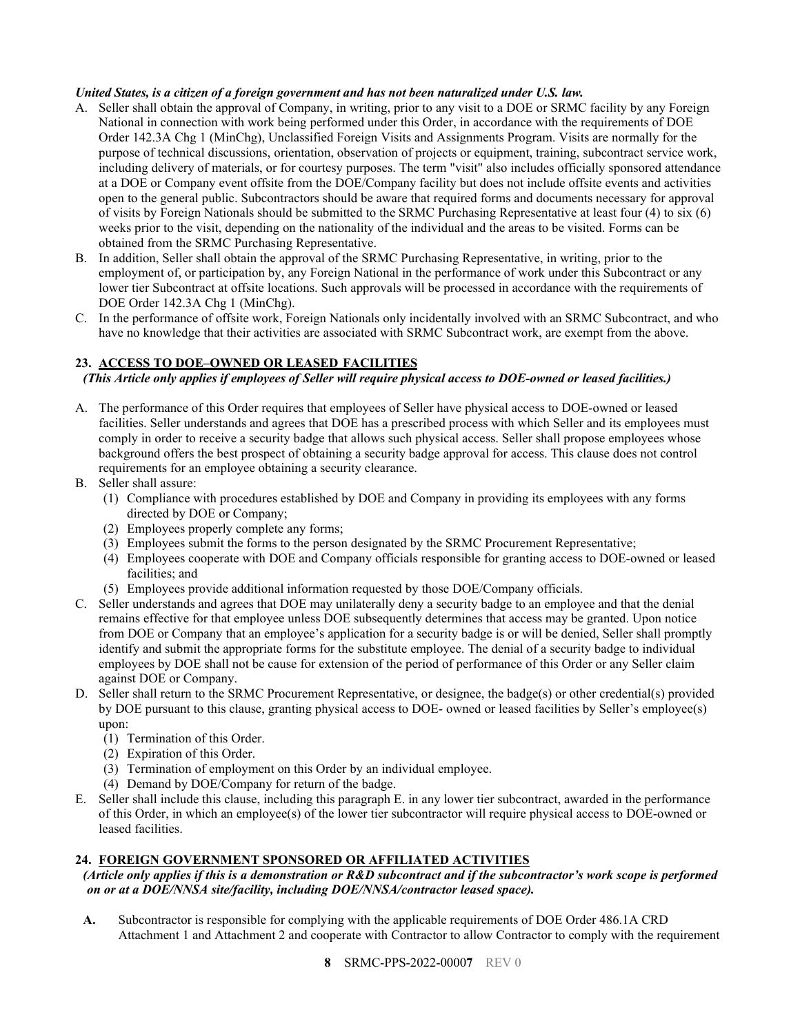***United States, is a citizen of a foreign government and has not been naturalized under U.S. law.***

A. Seller shall obtain the approval of Company, in writing, prior to any visit to a DOE or SRMC facility by any Foreign National in connection with work being performed under this Order, in accordance with the requirements of DOE Order 142.3A Chg 1 (MinChg), Unclassified Foreign Visits and Assignments Program. Visits are normally for the purpose of technical discussions, orientation, observation of projects or equipment, training, subcontract service work, including delivery of materials, or for courtesy purposes. The term "visit" also includes officially sponsored attendance at a DOE or Company event offsite from the DOE/Company facility but does not include offsite events and activities open to the general public. Subcontractors should be aware that required forms and documents necessary for approval of visits by Foreign Nationals should be submitted to the SRMC Purchasing Representative at least four (4) to six (6) weeks prior to the visit, depending on the nationality of the individual and the areas to be visited. Forms can be obtained from the SRMC Purchasing Representative.
B. In addition, Seller shall obtain the approval of the SRMC Purchasing Representative, in writing, prior to the employment of, or participation by, any Foreign National in the performance of work under this Subcontract or any lower tier Subcontract at offsite locations. Such approvals will be processed in accordance with the requirements of DOE Order 142.3A Chg 1 (MinChg).
C. In the performance of offsite work, Foreign Nationals only incidentally involved with an SRMC Subcontract, and who have no knowledge that their activities are associated with SRMC Subcontract work, are exempt from the above.

## 23. ACCESS TO DOE–OWNED OR LEASED FACILITIES

*(This Article only applies if employees of Seller will require physical access to DOE-owned or leased facilities.)*

A. The performance of this Order requires that employees of Seller have physical access to DOE-owned or leased facilities. Seller understands and agrees that DOE has a prescribed process with which Seller and its employees must comply in order to receive a security badge that allows such physical access. Seller shall propose employees whose background offers the best prospect of obtaining a security badge approval for access. This clause does not control requirements for an employee obtaining a security clearance.
B. Seller shall assure:
   (1) Compliance with procedures established by DOE and Company in providing its employees with any forms directed by DOE or Company;
   (2) Employees properly complete any forms;
   (3) Employees submit the forms to the person designated by the SRMC Procurement Representative;
   (4) Employees cooperate with DOE and Company officials responsible for granting access to DOE-owned or leased facilities; and
   (5) Employees provide additional information requested by those DOE/Company officials.
C. Seller understands and agrees that DOE may unilaterally deny a security badge to an employee and that the denial remains effective for that employee unless DOE subsequently determines that access may be granted. Upon notice from DOE or Company that an employee's application for a security badge is or will be denied, Seller shall promptly identify and submit the appropriate forms for the substitute employee. The denial of a security badge to individual employees by DOE shall not be cause for extension of the period of performance of this Order or any Seller claim against DOE or Company.
D. Seller shall return to the SRMC Procurement Representative, or designee, the badge(s) or other credential(s) provided by DOE pursuant to this clause, granting physical access to DOE- owned or leased facilities by Seller's employee(s) upon:
   (1) Termination of this Order.
   (2) Expiration of this Order.
   (3) Termination of employment on this Order by an individual employee.
   (4) Demand by DOE/Company for return of the badge.
E. Seller shall include this clause, including this paragraph E. in any lower tier subcontract, awarded in the performance of this Order, in which an employee(s) of the lower tier subcontractor will require physical access to DOE-owned or leased facilities.

## 24. FOREIGN GOVERNMENT SPONSORED OR AFFILIATED ACTIVITIES

***(Article only applies if this is a demonstration or R&D subcontract and if the subcontractor's work scope is performed on or at a DOE/NNSA site/facility, including DOE/NNSA/contractor leased space).***

**A.** Subcontractor is responsible for complying with the applicable requirements of DOE Order 486.1A CRD Attachment 1 and Attachment 2 and cooperate with Contractor to allow Contractor to comply with the requirement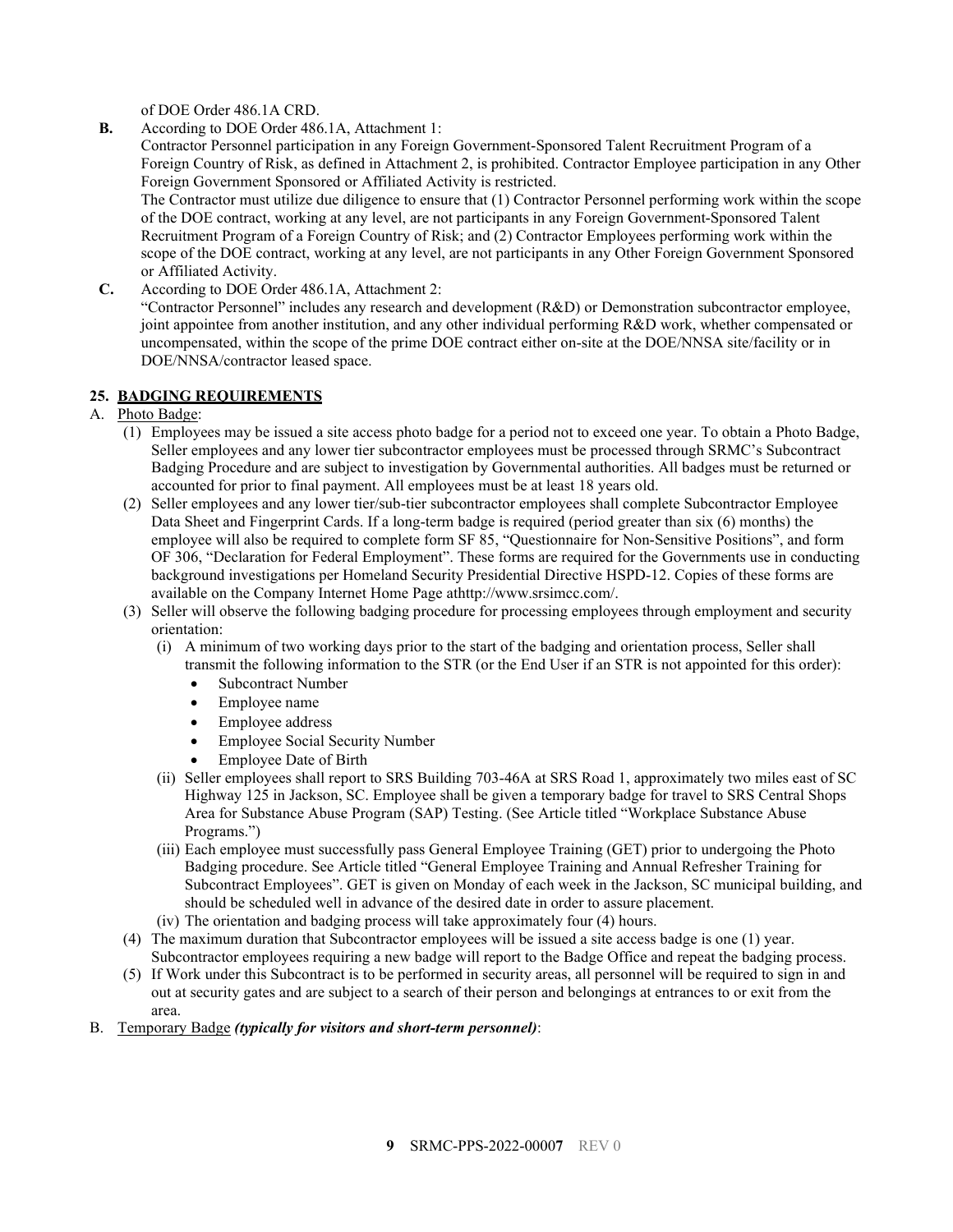of DOE Order 486.1A CRD.

**B.** According to DOE Order 486.1A, Attachment 1:

Contractor Personnel participation in any Foreign Government-Sponsored Talent Recruitment Program of a Foreign Country of Risk, as defined in Attachment 2, is prohibited. Contractor Employee participation in any Other Foreign Government Sponsored or Affiliated Activity is restricted.

The Contractor must utilize due diligence to ensure that (1) Contractor Personnel performing work within the scope of the DOE contract, working at any level, are not participants in any Foreign Government-Sponsored Talent Recruitment Program of a Foreign Country of Risk; and (2) Contractor Employees performing work within the scope of the DOE contract, working at any level, are not participants in any Other Foreign Government Sponsored or Affiliated Activity.

**C.** According to DOE Order 486.1A, Attachment 2:

"Contractor Personnel" includes any research and development (R&D) or Demonstration subcontractor employee, joint appointee from another institution, and any other individual performing R&D work, whether compensated or uncompensated, within the scope of the prime DOE contract either on-site at the DOE/NNSA site/facility or in DOE/NNSA/contractor leased space.

## 25. BADGING REQUIREMENTS

A. Photo Badge:

(1) Employees may be issued a site access photo badge for a period not to exceed one year. To obtain a Photo Badge, Seller employees and any lower tier subcontractor employees must be processed through SRMC's Subcontract Badging Procedure and are subject to investigation by Governmental authorities. All badges must be returned or accounted for prior to final payment. All employees must be at least 18 years old.

(2) Seller employees and any lower tier/sub-tier subcontractor employees shall complete Subcontractor Employee Data Sheet and Fingerprint Cards. If a long-term badge is required (period greater than six (6) months) the employee will also be required to complete form SF 85, "Questionnaire for Non-Sensitive Positions", and form OF 306, "Declaration for Federal Employment". These forms are required for the Governments use in conducting background investigations per Homeland Security Presidential Directive HSPD-12. Copies of these forms are available on the Company Internet Home Page athttp://www.srsimcc.com/.

(3) Seller will observe the following badging procedure for processing employees through employment and security orientation:

(i) A minimum of two working days prior to the start of the badging and orientation process, Seller shall transmit the following information to the STR (or the End User if an STR is not appointed for this order):
- Subcontract Number
- Employee name
- Employee address
- Employee Social Security Number
- Employee Date of Birth

(ii) Seller employees shall report to SRS Building 703-46A at SRS Road 1, approximately two miles east of SC Highway 125 in Jackson, SC. Employee shall be given a temporary badge for travel to SRS Central Shops Area for Substance Abuse Program (SAP) Testing. (See Article titled "Workplace Substance Abuse Programs.")

(iii) Each employee must successfully pass General Employee Training (GET) prior to undergoing the Photo Badging procedure. See Article titled "General Employee Training and Annual Refresher Training for Subcontract Employees". GET is given on Monday of each week in the Jackson, SC municipal building, and should be scheduled well in advance of the desired date in order to assure placement.

(iv) The orientation and badging process will take approximately four (4) hours.

(4) The maximum duration that Subcontractor employees will be issued a site access badge is one (1) year. Subcontractor employees requiring a new badge will report to the Badge Office and repeat the badging process.

(5) If Work under this Subcontract is to be performed in security areas, all personnel will be required to sign in and out at security gates and are subject to a search of their person and belongings at entrances to or exit from the area.

B. Temporary Badge ***(typically for visitors and short-term personnel)***: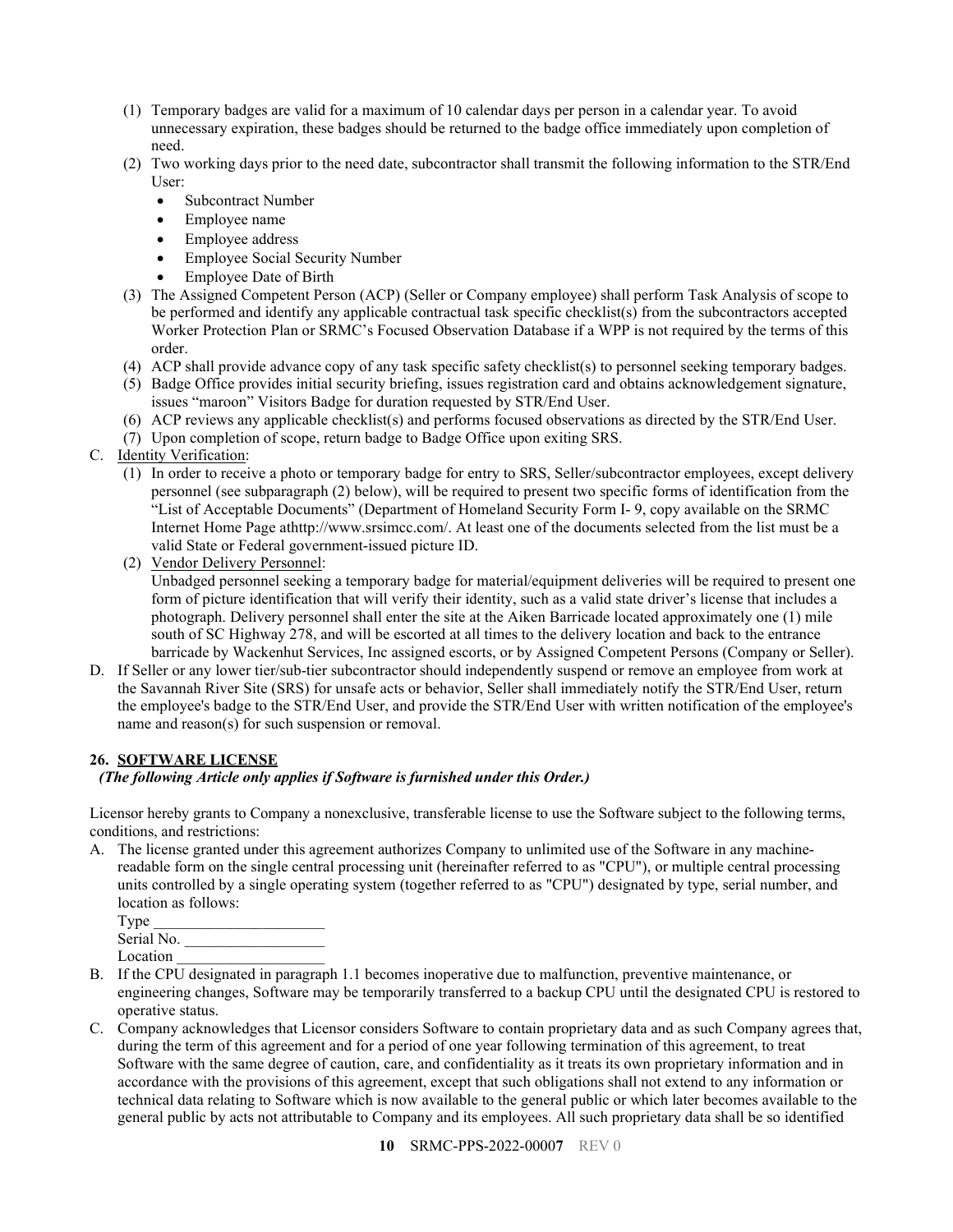(1) Temporary badges are valid for a maximum of 10 calendar days per person in a calendar year. To avoid unnecessary expiration, these badges should be returned to the badge office immediately upon completion of need.

(2) Two working days prior to the need date, subcontractor shall transmit the following information to the STR/End User:

- Subcontract Number
- Employee name
- Employee address
- Employee Social Security Number
- Employee Date of Birth

(3) The Assigned Competent Person (ACP) (Seller or Company employee) shall perform Task Analysis of scope to be performed and identify any applicable contractual task specific checklist(s) from the subcontractors accepted Worker Protection Plan or SRMC's Focused Observation Database if a WPP is not required by the terms of this order.

(4) ACP shall provide advance copy of any task specific safety checklist(s) to personnel seeking temporary badges.

(5) Badge Office provides initial security briefing, issues registration card and obtains acknowledgement signature, issues "maroon" Visitors Badge for duration requested by STR/End User.

(6) ACP reviews any applicable checklist(s) and performs focused observations as directed by the STR/End User.

(7) Upon completion of scope, return badge to Badge Office upon exiting SRS.

C. Identity Verification:

(1) In order to receive a photo or temporary badge for entry to SRS, Seller/subcontractor employees, except delivery personnel (see subparagraph (2) below), will be required to present two specific forms of identification from the "List of Acceptable Documents" (Department of Homeland Security Form I- 9, copy available on the SRMC Internet Home Page athttp://www.srsimcc.com/. At least one of the documents selected from the list must be a valid State or Federal government-issued picture ID.

(2) Vendor Delivery Personnel:
Unbadged personnel seeking a temporary badge for material/equipment deliveries will be required to present one form of picture identification that will verify their identity, such as a valid state driver's license that includes a photograph. Delivery personnel shall enter the site at the Aiken Barricade located approximately one (1) mile south of SC Highway 278, and will be escorted at all times to the delivery location and back to the entrance barricade by Wackenhut Services, Inc assigned escorts, or by Assigned Competent Persons (Company or Seller).

D. If Seller or any lower tier/sub-tier subcontractor should independently suspend or remove an employee from work at the Savannah River Site (SRS) for unsafe acts or behavior, Seller shall immediately notify the STR/End User, return the employee's badge to the STR/End User, and provide the STR/End User with written notification of the employee's name and reason(s) for such suspension or removal.

## 26. SOFTWARE LICENSE

***(The following Article only applies if Software is furnished under this Order.)***

Licensor hereby grants to Company a nonexclusive, transferable license to use the Software subject to the following terms, conditions, and restrictions:

A. The license granted under this agreement authorizes Company to unlimited use of the Software in any machine-readable form on the single central processing unit (hereinafter referred to as "CPU"), or multiple central processing units controlled by a single operating system (together referred to as "CPU") designated by type, serial number, and location as follows:

Type ______________________
Serial No. __________________
Location ___________________

B. If the CPU designated in paragraph 1.1 becomes inoperative due to malfunction, preventive maintenance, or engineering changes, Software may be temporarily transferred to a backup CPU until the designated CPU is restored to operative status.

C. Company acknowledges that Licensor considers Software to contain proprietary data and as such Company agrees that, during the term of this agreement and for a period of one year following termination of this agreement, to treat Software with the same degree of caution, care, and confidentiality as it treats its own proprietary information and in accordance with the provisions of this agreement, except that such obligations shall not extend to any information or technical data relating to Software which is now available to the general public or which later becomes available to the general public by acts not attributable to Company and its employees. All such proprietary data shall be so identified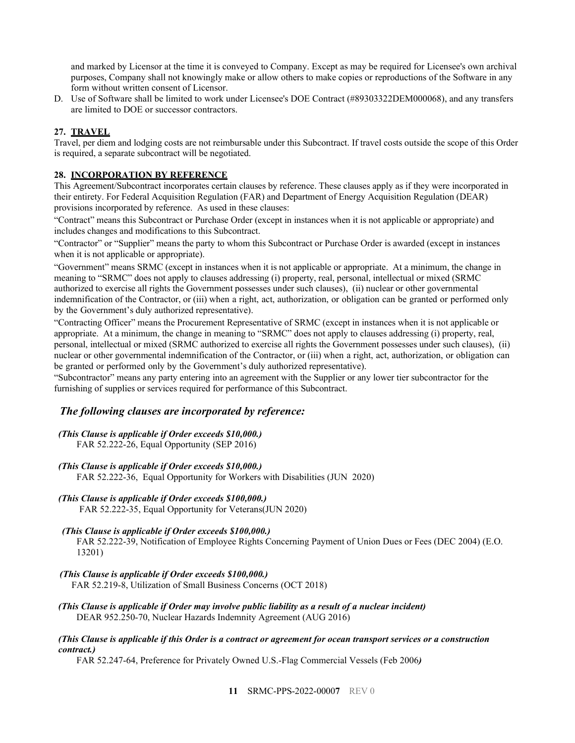and marked by Licensor at the time it is conveyed to Company. Except as may be required for Licensee's own archival purposes, Company shall not knowingly make or allow others to make copies or reproductions of the Software in any form without written consent of Licensor.

D. Use of Software shall be limited to work under Licensee's DOE Contract (#89303322DEM000068), and any transfers are limited to DOE or successor contractors.

**27. TRAVEL**

Travel, per diem and lodging costs are not reimbursable under this Subcontract. If travel costs outside the scope of this Order is required, a separate subcontract will be negotiated.

**28. INCORPORATION BY REFERENCE**

This Agreement/Subcontract incorporates certain clauses by reference. These clauses apply as if they were incorporated in their entirety. For Federal Acquisition Regulation (FAR) and Department of Energy Acquisition Regulation (DEAR) provisions incorporated by reference. As used in these clauses:

"Contract" means this Subcontract or Purchase Order (except in instances when it is not applicable or appropriate) and includes changes and modifications to this Subcontract.

"Contractor" or "Supplier" means the party to whom this Subcontract or Purchase Order is awarded (except in instances when it is not applicable or appropriate).

"Government" means SRMC (except in instances when it is not applicable or appropriate. At a minimum, the change in meaning to "SRMC" does not apply to clauses addressing (i) property, real, personal, intellectual or mixed (SRMC authorized to exercise all rights the Government possesses under such clauses), (ii) nuclear or other governmental indemnification of the Contractor, or (iii) when a right, act, authorization, or obligation can be granted or performed only by the Government's duly authorized representative).

"Contracting Officer" means the Procurement Representative of SRMC (except in instances when it is not applicable or appropriate. At a minimum, the change in meaning to "SRMC" does not apply to clauses addressing (i) property, real, personal, intellectual or mixed (SRMC authorized to exercise all rights the Government possesses under such clauses), (ii) nuclear or other governmental indemnification of the Contractor, or (iii) when a right, act, authorization, or obligation can be granted or performed only by the Government's duly authorized representative).

"Subcontractor" means any party entering into an agreement with the Supplier or any lower tier subcontractor for the furnishing of supplies or services required for performance of this Subcontract.

***The following clauses are incorporated by reference:***

***(This Clause is applicable if Order exceeds $10,000.)***
FAR 52.222-26, Equal Opportunity (SEP 2016)

***(This Clause is applicable if Order exceeds $10,000.)***
FAR 52.222-36, Equal Opportunity for Workers with Disabilities (JUN 2020)

***(This Clause is applicable if Order exceeds $100,000.)***
FAR 52.222-35, Equal Opportunity for Veterans(JUN 2020)

***(This Clause is applicable if Order exceeds $100,000.)***
FAR 52.222-39, Notification of Employee Rights Concerning Payment of Union Dues or Fees (DEC 2004) (E.O. 13201)

***(This Clause is applicable if Order exceeds $100,000.)***
FAR 52.219-8, Utilization of Small Business Concerns (OCT 2018)

***(This Clause is applicable if Order may involve public liability as a result of a nuclear incident)***
DEAR 952.250-70, Nuclear Hazards Indemnity Agreement (AUG 2016)

***(This Clause is applicable if this Order is a contract or agreement for ocean transport services or a construction contract.)***
FAR 52.247-64, Preference for Privately Owned U.S.-Flag Commercial Vessels (Feb 2006)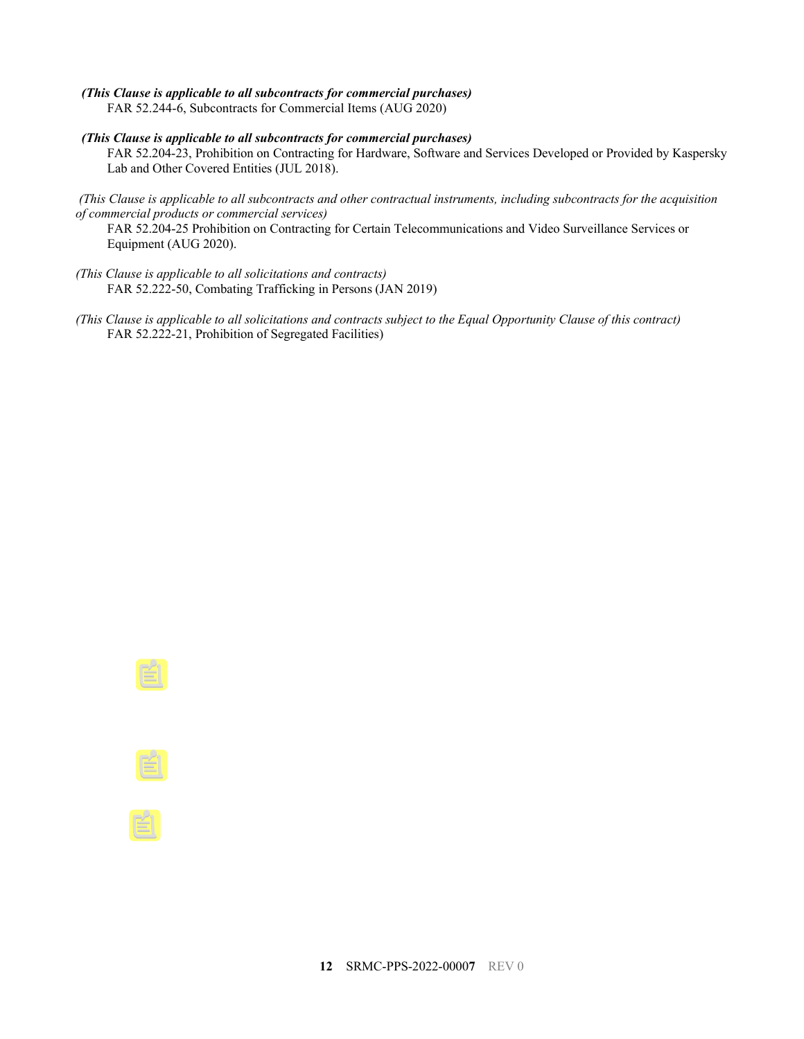***(This Clause is applicable to all subcontracts for commercial purchases)***

FAR 52.244-6, Subcontracts for Commercial Items (AUG 2020)

***(This Clause is applicable to all subcontracts for commercial purchases)***

FAR 52.204-23, Prohibition on Contracting for Hardware, Software and Services Developed or Provided by Kaspersky Lab and Other Covered Entities (JUL 2018).

*(This Clause is applicable to all subcontracts and other contractual instruments, including subcontracts for the acquisition of commercial products or commercial services)*

FAR 52.204-25 Prohibition on Contracting for Certain Telecommunications and Video Surveillance Services or Equipment (AUG 2020).

*(This Clause is applicable to all solicitations and contracts)*

FAR 52.222-50, Combating Trafficking in Persons (JAN 2019)

*(This Clause is applicable to all solicitations and contracts subject to the Equal Opportunity Clause of this contract)*

FAR 52.222-21, Prohibition of Segregated Facilities)